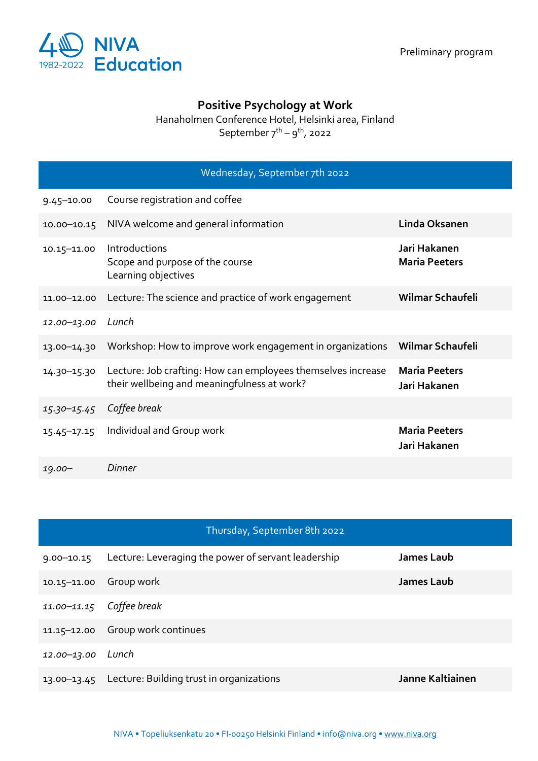NIVA Education

Preliminary program

# Positive Psychology at Work

Hanaholmen Conference Hotel, Helsinki area, Finland

September 7th – 9th, 2022

| Wednesday, September 7th 2022 | | |
|---|---|---|
| 9.45–10.00 | Course registration and coffee | |
| 10.00–10.15 | NIVA welcome and general information | **Linda Oksanen** |
| 10.15–11.00 | Introductions<br>Scope and purpose of the course<br>Learning objectives | **Jari Hakanen**<br>**Maria Peeters** |
| 11.00–12.00 | Lecture: The science and practice of work engagement | **Wilmar Schaufeli** |
| *12.00–13.00* | *Lunch* | |
| 13.00–14.30 | Workshop: How to improve work engagement in organizations | **Wilmar Schaufeli** |
| 14.30–15.30 | Lecture: Job crafting: How can employees themselves increase their wellbeing and meaningfulness at work? | **Maria Peeters**<br>**Jari Hakanen** |
| *15.30–15.45* | *Coffee break* | |
| 15.45–17.15 | Individual and Group work | **Maria Peeters**<br>**Jari Hakanen** |
| *19.00–* | *Dinner* | |

| Thursday, September 8th 2022 | | |
|---|---|---|
| 9.00–10.15 | Lecture: Leveraging the power of servant leadership | **James Laub** |
| 10.15–11.00 | Group work | **James Laub** |
| *11.00–11.15* | *Coffee break* | |
| 11.15–12.00 | Group work continues | |
| *12.00–13.00* | *Lunch* | |
| 13.00–13.45 | Lecture: Building trust in organizations | **Janne Kaltiainen** |

NIVA • Topeliuksenkatu 20 • FI-00250 Helsinki Finland • info@niva.org • www.niva.org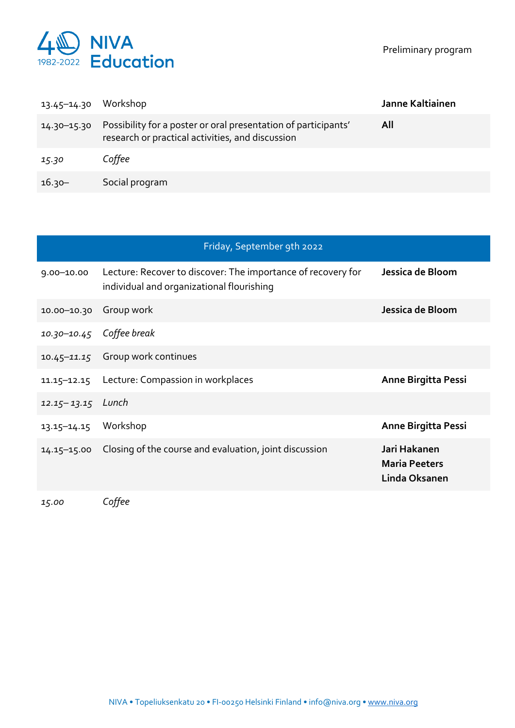Preliminary program

| | | |
|---|---|---|
| 13.45–14.30 | Workshop | **Janne Kaltiainen** |
| 14.30–15.30 | Possibility for a poster or oral presentation of participants' research or practical activities, and discussion | **All** |
| *15.30* | *Coffee* | |
| 16.30– | Social program | |

| Friday, September 9th 2022 | | |
|---|---|---|
| 9.00–10.00 | Lecture: Recover to discover: The importance of recovery for individual and organizational flourishing | **Jessica de Bloom** |
| 10.00–10.30 | Group work | **Jessica de Bloom** |
| *10.30–10.45* | *Coffee break* | |
| 10.45–*11.15* | Group work continues | |
| 11.15–12.15 | Lecture: Compassion in workplaces | **Anne Birgitta Pessi** |
| *12.15– 13.15* | *Lunch* | |
| 13.15–14.15 | Workshop | **Anne Birgitta Pessi** |
| 14.15–15.00 | Closing of the course and evaluation, joint discussion | **Jari Hakanen**<br>**Maria Peeters**<br>**Linda Oksanen** |
| *15.00* | *Coffee* | |

NIVA • Topeliuksenkatu 20 • FI-00250 Helsinki Finland • info@niva.org • www.niva.org